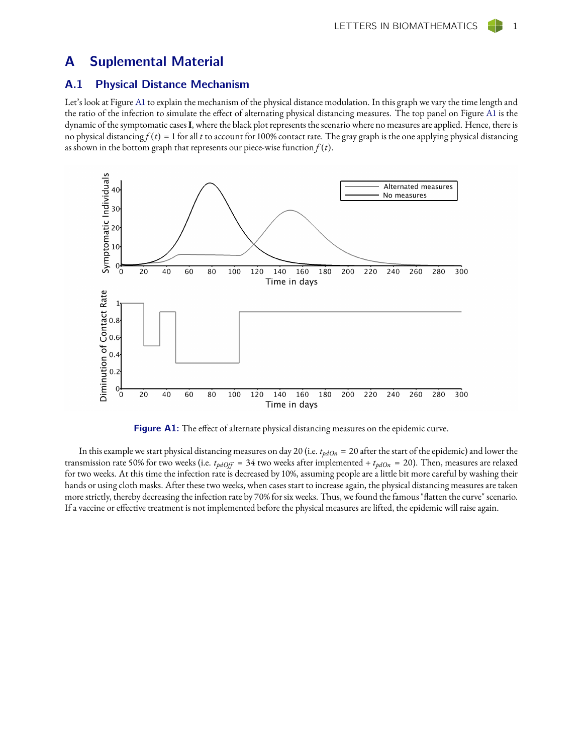# A Suplemental Material

## A.1 Physical Distance Mechanism

Let's look at Figure A1 to explain the mechanism of the physical distance modulation. In this graph we vary the time length and the ratio of the infection to simulate the effect of alternating physical distancing measures. The top panel on Figure A1 is the dynamic of the symptomatic cases **I**, where the black plot represents the scenario where no measures are applied. Hence, there is no physical distancing $f(t) = 1$ for all $t$ to account for 100% contact rate. The gray graph is the one applying physical distancing as shown in the bottom graph that represents our piece-wise function $f(t)$.

**Figure A1:** The effect of alternate physical distancing measures on the epidemic curve.

In this example we start physical distancing measures on day 20 (i.e. $t_{pdOn} = 20$ after the start of the epidemic) and lower the transmission rate 50% for two weeks (i.e. $t_{pdOff} = 34$ two weeks after implemented $+ t_{pdOn} = 20$). Then, measures are relaxed for two weeks. At this time the infection rate is decreased by 10%, assuming people are a little bit more careful by washing their hands or using cloth masks. After these two weeks, when cases start to increase again, the physical distancing measures are taken more strictly, thereby decreasing the infection rate by 70% for six weeks. Thus, we found the famous "flatten the curve" scenario. If a vaccine or effective treatment is not implemented before the physical measures are lifted, the epidemic will raise again.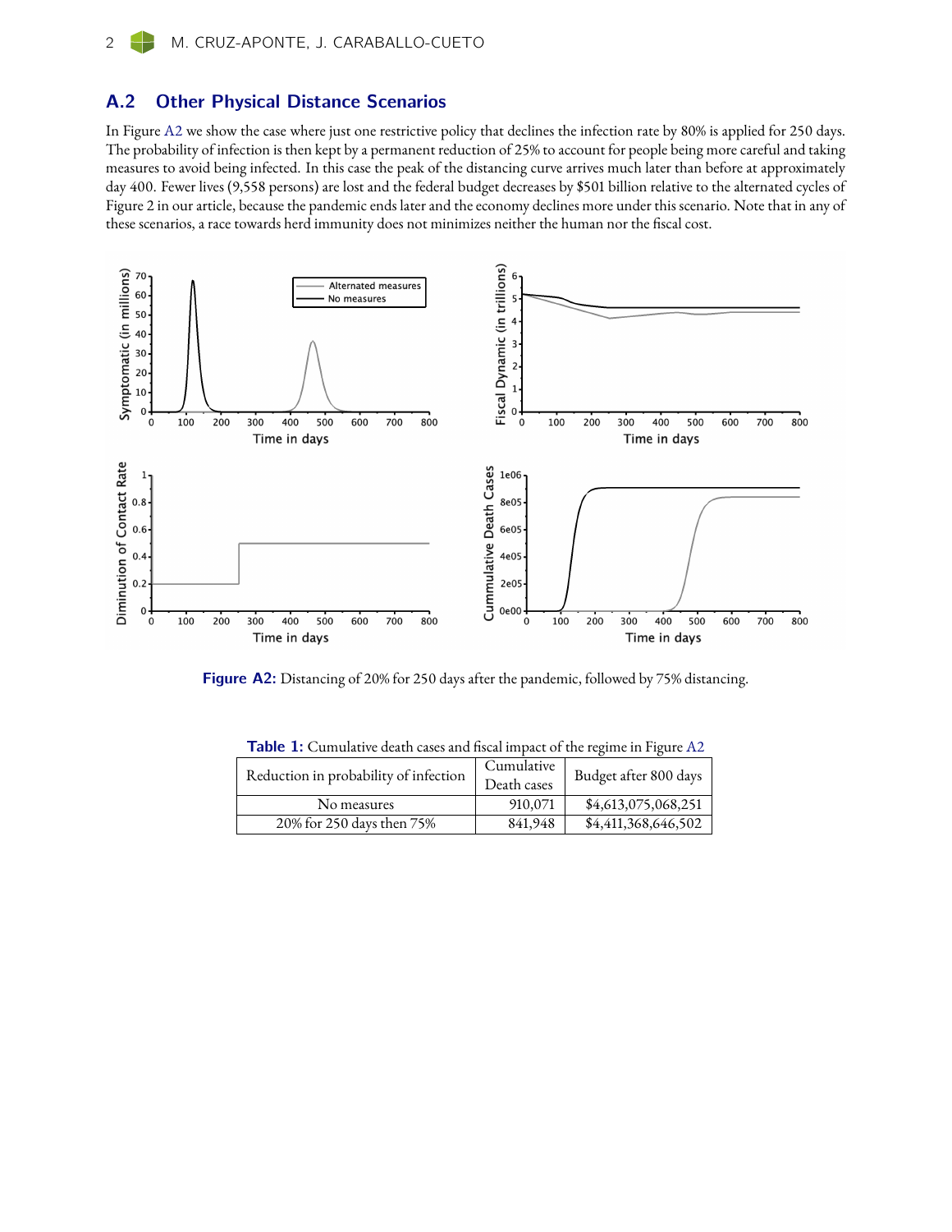## A.2 Other Physical Distance Scenarios

In Figure A2 we show the case where just one restrictive policy that declines the infection rate by 80% is applied for 250 days. The probability of infection is then kept by a permanent reduction of 25% to account for people being more careful and taking measures to avoid being infected. In this case the peak of the distancing curve arrives much later than before at approximately day 400. Fewer lives (9,558 persons) are lost and the federal budget decreases by $501 billion relative to the alternated cycles of Figure 2 in our article, because the pandemic ends later and the economy declines more under this scenario. Note that in any of these scenarios, a race towards herd immunity does not minimizes neither the human nor the fiscal cost.

Symptomatic (in millions)
0 10 20 30 40 50 60 70
Alternated measures
No measures
Time in days
0 100 200 300 400 500 600 700 800

Fiscal Dynamic (in trillions)
0 1 2 3 4 5 6
Time in days
0 100 200 300 400 500 600 700 800

Diminution of Contact Rate
0 0.2 0.4 0.6 0.8 1
Time in days
0 100 200 300 400 500 600 700 800

Cummulative Death Cases
0e00 2e05 4e05 6e05 8e05 1e06
Time in days
0 100 200 300 400 500 600 700 800

**Figure A2:** Distancing of 20% for 250 days after the pandemic, followed by 75% distancing.

**Table 1:** Cumulative death cases and fiscal impact of the regime in Figure A2

| Reduction in probability of infection | Cumulative Death cases | Budget after 800 days |
|---|---|---|
| No measures | 910,071 | $4,613,075,068,251 |
| 20% for 250 days then 75% | 841,948 | $4,411,368,646,502 |